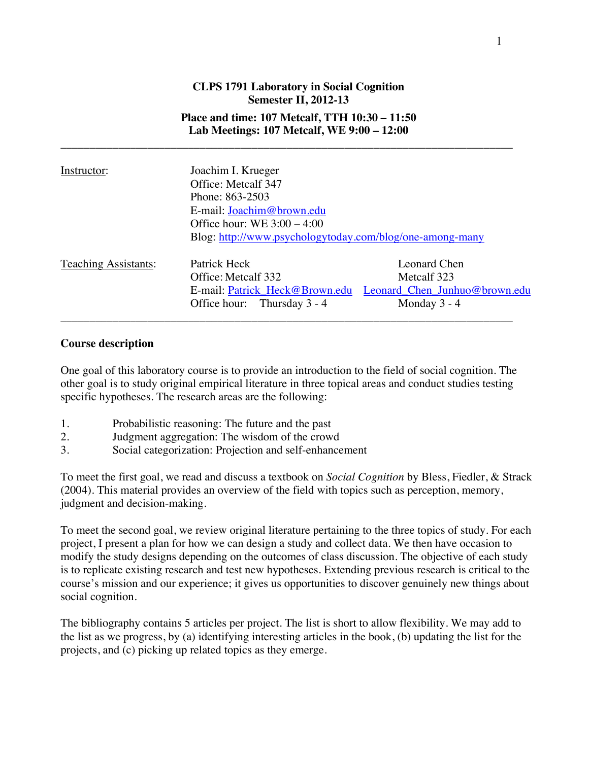**CLPS 1791 Laboratory in Social Cognition**
**Semester II, 2012-13**

**Place and time: 107 Metcalf, TTH 10:30 – 11:50**
**Lab Meetings: 107 Metcalf, WE 9:00 – 12:00**

---

| Instructor: | Joachim I. Krueger |
|---|---|
| | Office: Metcalf 347 |
| | Phone: 863-2503 |
| | E-mail: Joachim@brown.edu |
| | Office hour: WE 3:00 – 4:00 |
| | Blog: http://www.psychologytoday.com/blog/one-among-many |

| Teaching Assistants: | Patrick Heck | Leonard Chen |
|---|---|---|
| | Office: Metcalf 332 | Metcalf 323 |
| | E-mail: Patrick_Heck@Brown.edu | Leonard_Chen_Junhuo@brown.edu |
| | Office hour: Thursday 3 - 4 | Monday 3 - 4 |

---

**Course description**

One goal of this laboratory course is to provide an introduction to the field of social cognition. The other goal is to study original empirical literature in three topical areas and conduct studies testing specific hypotheses. The research areas are the following:

1. Probabilistic reasoning: The future and the past
2. Judgment aggregation: The wisdom of the crowd
3. Social categorization: Projection and self-enhancement

To meet the first goal, we read and discuss a textbook on *Social Cognition* by Bless, Fiedler, & Strack (2004). This material provides an overview of the field with topics such as perception, memory, judgment and decision-making.

To meet the second goal, we review original literature pertaining to the three topics of study. For each project, I present a plan for how we can design a study and collect data. We then have occasion to modify the study designs depending on the outcomes of class discussion. The objective of each study is to replicate existing research and test new hypotheses. Extending previous research is critical to the course's mission and our experience; it gives us opportunities to discover genuinely new things about social cognition.

The bibliography contains 5 articles per project. The list is short to allow flexibility. We may add to the list as we progress, by (a) identifying interesting articles in the book, (b) updating the list for the projects, and (c) picking up related topics as they emerge.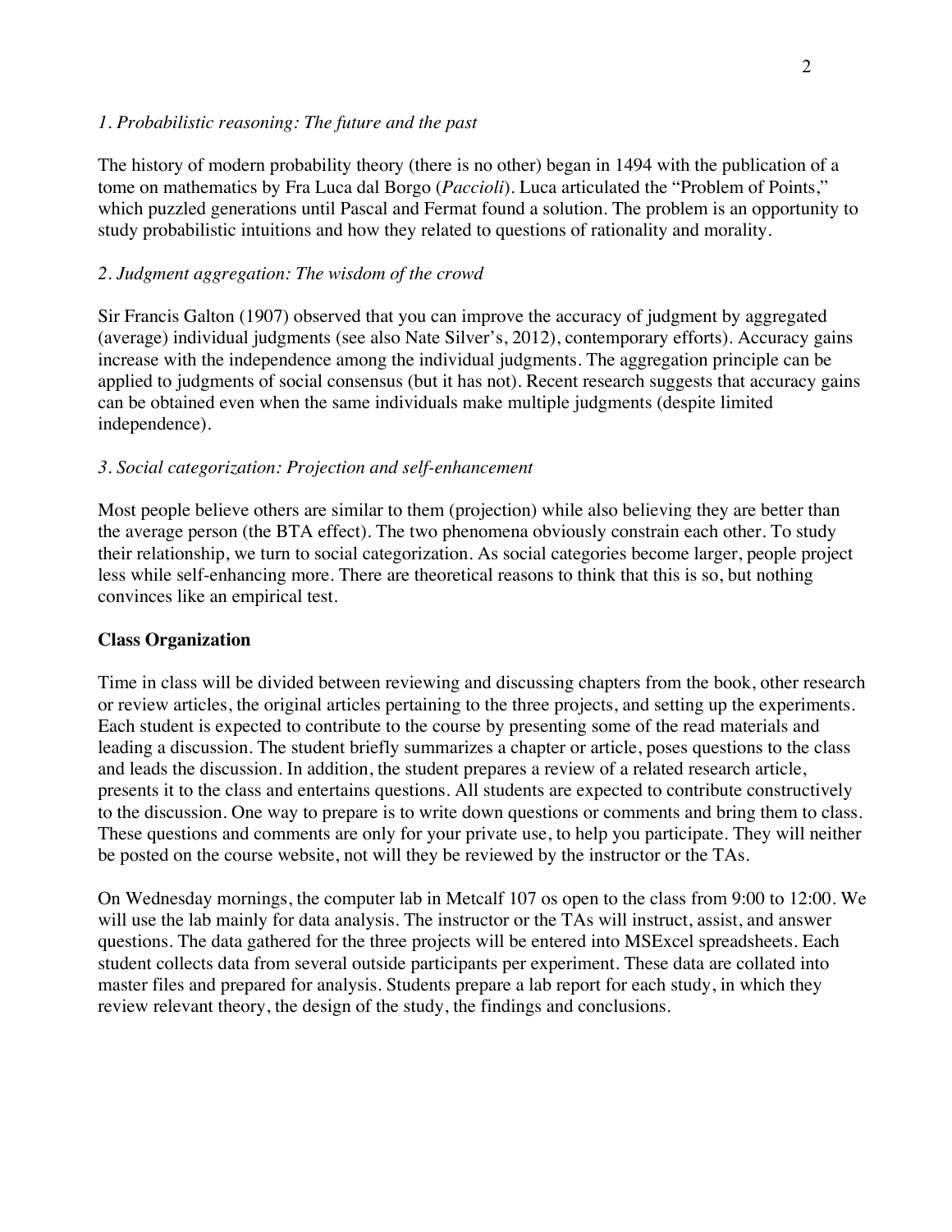*1. Probabilistic reasoning: The future and the past*

The history of modern probability theory (there is no other) began in 1494 with the publication of a tome on mathematics by Fra Luca dal Borgo (*Paccioli*). Luca articulated the "Problem of Points," which puzzled generations until Pascal and Fermat found a solution. The problem is an opportunity to study probabilistic intuitions and how they related to questions of rationality and morality.

*2. Judgment aggregation: The wisdom of the crowd*

Sir Francis Galton (1907) observed that you can improve the accuracy of judgment by aggregated (average) individual judgments (see also Nate Silver's, 2012), contemporary efforts). Accuracy gains increase with the independence among the individual judgments. The aggregation principle can be applied to judgments of social consensus (but it has not). Recent research suggests that accuracy gains can be obtained even when the same individuals make multiple judgments (despite limited independence).

*3. Social categorization: Projection and self-enhancement*

Most people believe others are similar to them (projection) while also believing they are better than the average person (the BTA effect). The two phenomena obviously constrain each other. To study their relationship, we turn to social categorization. As social categories become larger, people project less while self-enhancing more. There are theoretical reasons to think that this is so, but nothing convinces like an empirical test.

**Class Organization**

Time in class will be divided between reviewing and discussing chapters from the book, other research or review articles, the original articles pertaining to the three projects, and setting up the experiments. Each student is expected to contribute to the course by presenting some of the read materials and leading a discussion. The student briefly summarizes a chapter or article, poses questions to the class and leads the discussion. In addition, the student prepares a review of a related research article, presents it to the class and entertains questions. All students are expected to contribute constructively to the discussion. One way to prepare is to write down questions or comments and bring them to class. These questions and comments are only for your private use, to help you participate. They will neither be posted on the course website, not will they be reviewed by the instructor or the TAs.

On Wednesday mornings, the computer lab in Metcalf 107 os open to the class from 9:00 to 12:00. We will use the lab mainly for data analysis. The instructor or the TAs will instruct, assist, and answer questions. The data gathered for the three projects will be entered into MSExcel spreadsheets. Each student collects data from several outside participants per experiment. These data are collated into master files and prepared for analysis. Students prepare a lab report for each study, in which they review relevant theory, the design of the study, the findings and conclusions.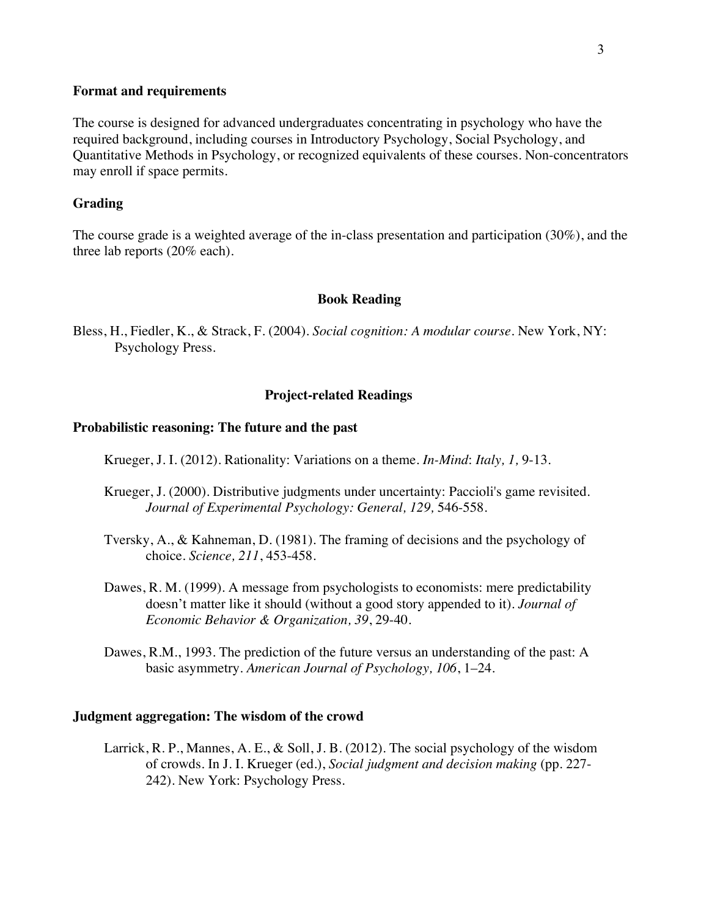### Format and requirements

The course is designed for advanced undergraduates concentrating in psychology who have the required background, including courses in Introductory Psychology, Social Psychology, and Quantitative Methods in Psychology, or recognized equivalents of these courses. Non-concentrators may enroll if space permits.

### Grading

The course grade is a weighted average of the in-class presentation and participation (30%), and the three lab reports (20% each).

## Book Reading

Bless, H., Fiedler, K., & Strack, F. (2004). *Social cognition: A modular course*. New York, NY: Psychology Press.

## Project-related Readings

### Probabilistic reasoning: The future and the past

Krueger, J. I. (2012). Rationality: Variations on a theme. *In-Mind*: *Italy, 1,* 9-13.

Krueger, J. (2000). Distributive judgments under uncertainty: Paccioli's game revisited. *Journal of Experimental Psychology: General, 129,* 546-558.

Tversky, A., & Kahneman, D. (1981). The framing of decisions and the psychology of choice. *Science, 211*, 453-458.

Dawes, R. M. (1999). A message from psychologists to economists: mere predictability doesn't matter like it should (without a good story appended to it). *Journal of Economic Behavior & Organization, 39*, 29-40.

Dawes, R.M., 1993. The prediction of the future versus an understanding of the past: A basic asymmetry. *American Journal of Psychology, 106*, 1–24.

### Judgment aggregation: The wisdom of the crowd

Larrick, R. P., Mannes, A. E., & Soll, J. B. (2012). The social psychology of the wisdom of crowds. In J. I. Krueger (ed.), *Social judgment and decision making* (pp. 227-242). New York: Psychology Press.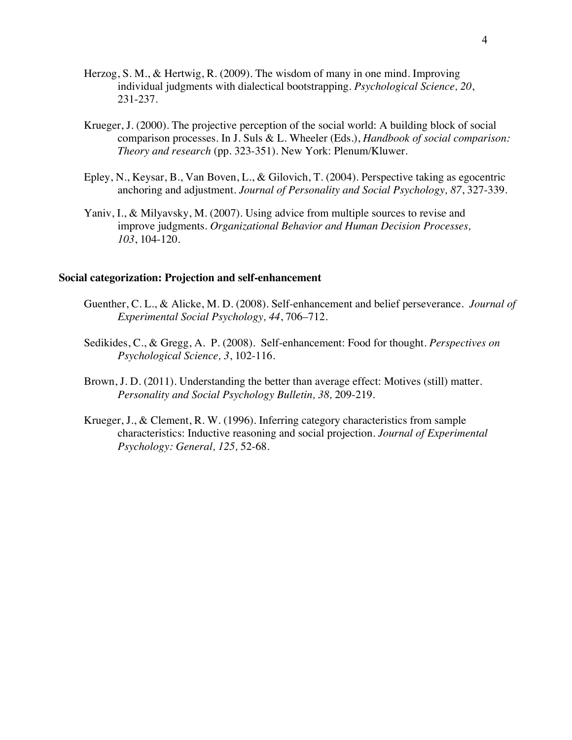Herzog, S. M., & Hertwig, R. (2009). The wisdom of many in one mind. Improving individual judgments with dialectical bootstrapping. *Psychological Science, 20*, 231-237.

Krueger, J. (2000). The projective perception of the social world: A building block of social comparison processes. In J. Suls & L. Wheeler (Eds.), *Handbook of social comparison: Theory and research* (pp. 323-351). New York: Plenum/Kluwer.

Epley, N., Keysar, B., Van Boven, L., & Gilovich, T. (2004). Perspective taking as egocentric anchoring and adjustment. *Journal of Personality and Social Psychology, 87*, 327-339.

Yaniv, I., & Milyavsky, M. (2007). Using advice from multiple sources to revise and improve judgments. *Organizational Behavior and Human Decision Processes, 103*, 104-120.

**Social categorization: Projection and self-enhancement**

Guenther, C. L., & Alicke, M. D. (2008). Self-enhancement and belief perseverance. *Journal of Experimental Social Psychology, 44*, 706–712.

Sedikides, C., & Gregg, A. P. (2008). Self-enhancement: Food for thought. *Perspectives on Psychological Science, 3*, 102-116.

Brown, J. D. (2011). Understanding the better than average effect: Motives (still) matter. *Personality and Social Psychology Bulletin, 38,* 209-219.

Krueger, J., & Clement, R. W. (1996). Inferring category characteristics from sample characteristics: Inductive reasoning and social projection. *Journal of Experimental Psychology: General, 125,* 52-68.